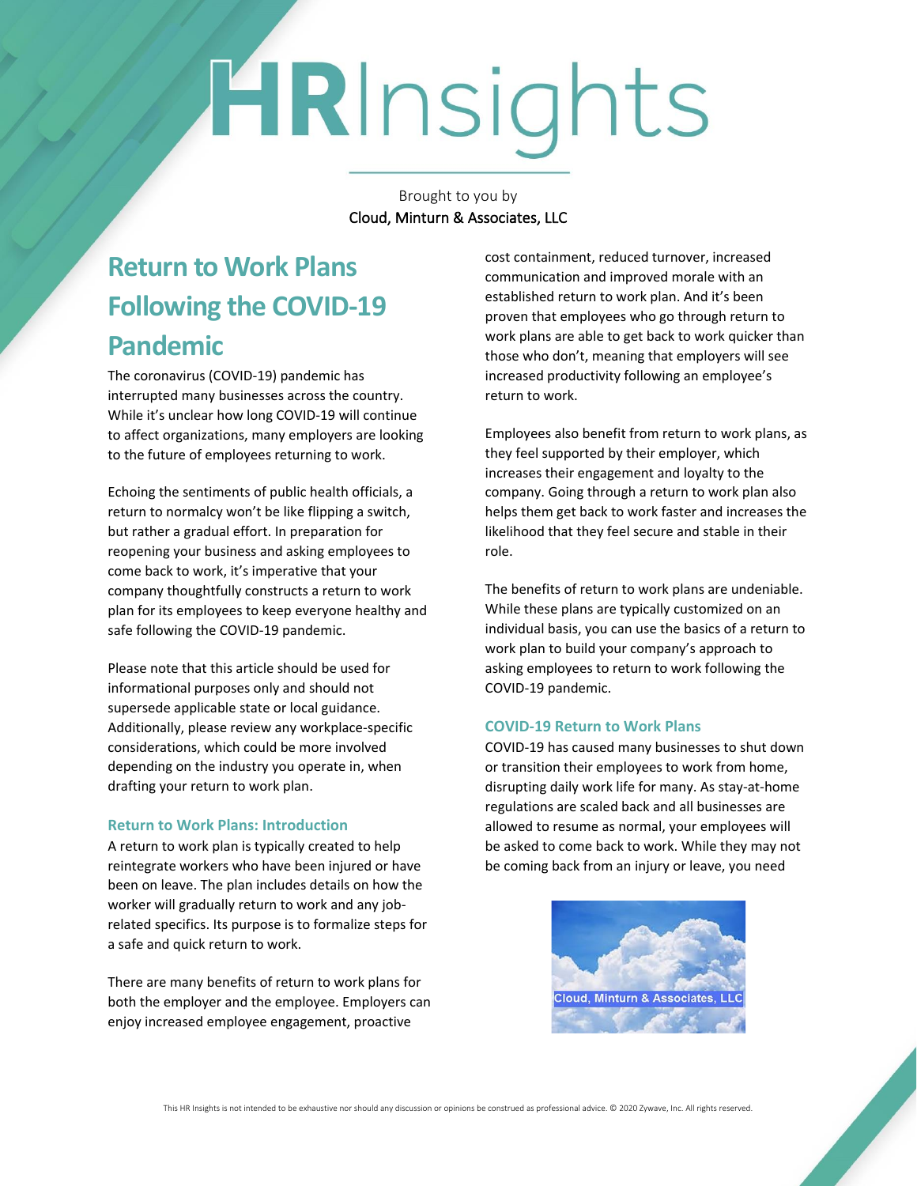# HRInsights

Brought to you by
Cloud, Minturn & Associates, LLC

## Return to Work Plans Following the COVID-19 Pandemic

The coronavirus (COVID-19) pandemic has interrupted many businesses across the country. While it's unclear how long COVID-19 will continue to affect organizations, many employers are looking to the future of employees returning to work.

Echoing the sentiments of public health officials, a return to normalcy won't be like flipping a switch, but rather a gradual effort. In preparation for reopening your business and asking employees to come back to work, it's imperative that your company thoughtfully constructs a return to work plan for its employees to keep everyone healthy and safe following the COVID-19 pandemic.

Please note that this article should be used for informational purposes only and should not supersede applicable state or local guidance. Additionally, please review any workplace-specific considerations, which could be more involved depending on the industry you operate in, when drafting your return to work plan.

### Return to Work Plans: Introduction

A return to work plan is typically created to help reintegrate workers who have been injured or have been on leave. The plan includes details on how the worker will gradually return to work and any job-related specifics. Its purpose is to formalize steps for a safe and quick return to work.

There are many benefits of return to work plans for both the employer and the employee. Employers can enjoy increased employee engagement, proactive cost containment, reduced turnover, increased communication and improved morale with an established return to work plan. And it's been proven that employees who go through return to work plans are able to get back to work quicker than those who don't, meaning that employers will see increased productivity following an employee's return to work.

Employees also benefit from return to work plans, as they feel supported by their employer, which increases their engagement and loyalty to the company. Going through a return to work plan also helps them get back to work faster and increases the likelihood that they feel secure and stable in their role.

The benefits of return to work plans are undeniable. While these plans are typically customized on an individual basis, you can use the basics of a return to work plan to build your company's approach to asking employees to return to work following the COVID-19 pandemic.

### COVID-19 Return to Work Plans

COVID-19 has caused many businesses to shut down or transition their employees to work from home, disrupting daily work life for many. As stay-at-home regulations are scaled back and all businesses are allowed to resume as normal, your employees will be asked to come back to work. While they may not be coming back from an injury or leave, you need

Cloud, Minturn & Associates, LLC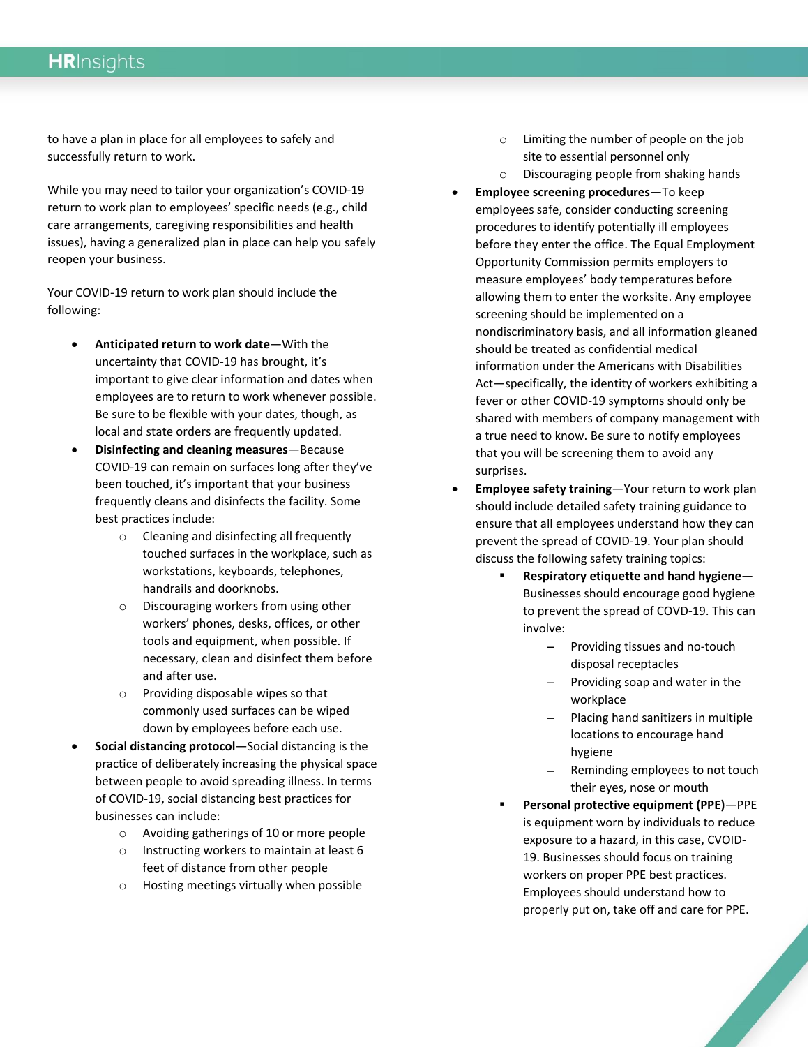to have a plan in place for all employees to safely and successfully return to work.

While you may need to tailor your organization's COVID-19 return to work plan to employees' specific needs (e.g., child care arrangements, caregiving responsibilities and health issues), having a generalized plan in place can help you safely reopen your business.

Your COVID-19 return to work plan should include the following:

- **Anticipated return to work date**—With the uncertainty that COVID-19 has brought, it's important to give clear information and dates when employees are to return to work whenever possible. Be sure to be flexible with your dates, though, as local and state orders are frequently updated.
- **Disinfecting and cleaning measures**—Because COVID-19 can remain on surfaces long after they've been touched, it's important that your business frequently cleans and disinfects the facility. Some best practices include:
  - Cleaning and disinfecting all frequently touched surfaces in the workplace, such as workstations, keyboards, telephones, handrails and doorknobs.
  - Discouraging workers from using other workers' phones, desks, offices, or other tools and equipment, when possible. If necessary, clean and disinfect them before and after use.
  - Providing disposable wipes so that commonly used surfaces can be wiped down by employees before each use.
- **Social distancing protocol**—Social distancing is the practice of deliberately increasing the physical space between people to avoid spreading illness. In terms of COVID-19, social distancing best practices for businesses can include:
  - Avoiding gatherings of 10 or more people
  - Instructing workers to maintain at least 6 feet of distance from other people
  - Hosting meetings virtually when possible
  - Limiting the number of people on the job site to essential personnel only
  - Discouraging people from shaking hands
- **Employee screening procedures**—To keep employees safe, consider conducting screening procedures to identify potentially ill employees before they enter the office. The Equal Employment Opportunity Commission permits employers to measure employees' body temperatures before allowing them to enter the worksite. Any employee screening should be implemented on a nondiscriminatory basis, and all information gleaned should be treated as confidential medical information under the Americans with Disabilities Act—specifically, the identity of workers exhibiting a fever or other COVID-19 symptoms should only be shared with members of company management with a true need to know. Be sure to notify employees that you will be screening them to avoid any surprises.
- **Employee safety training**—Your return to work plan should include detailed safety training guidance to ensure that all employees understand how they can prevent the spread of COVID-19. Your plan should discuss the following safety training topics:
  - **Respiratory etiquette and hand hygiene**—Businesses should encourage good hygiene to prevent the spread of COVD-19. This can involve:
    - Providing tissues and no-touch disposal receptacles
    - Providing soap and water in the workplace
    - Placing hand sanitizers in multiple locations to encourage hand hygiene
    - Reminding employees to not touch their eyes, nose or mouth
  - **Personal protective equipment (PPE)**—PPE is equipment worn by individuals to reduce exposure to a hazard, in this case, CVOID-19. Businesses should focus on training workers on proper PPE best practices. Employees should understand how to properly put on, take off and care for PPE.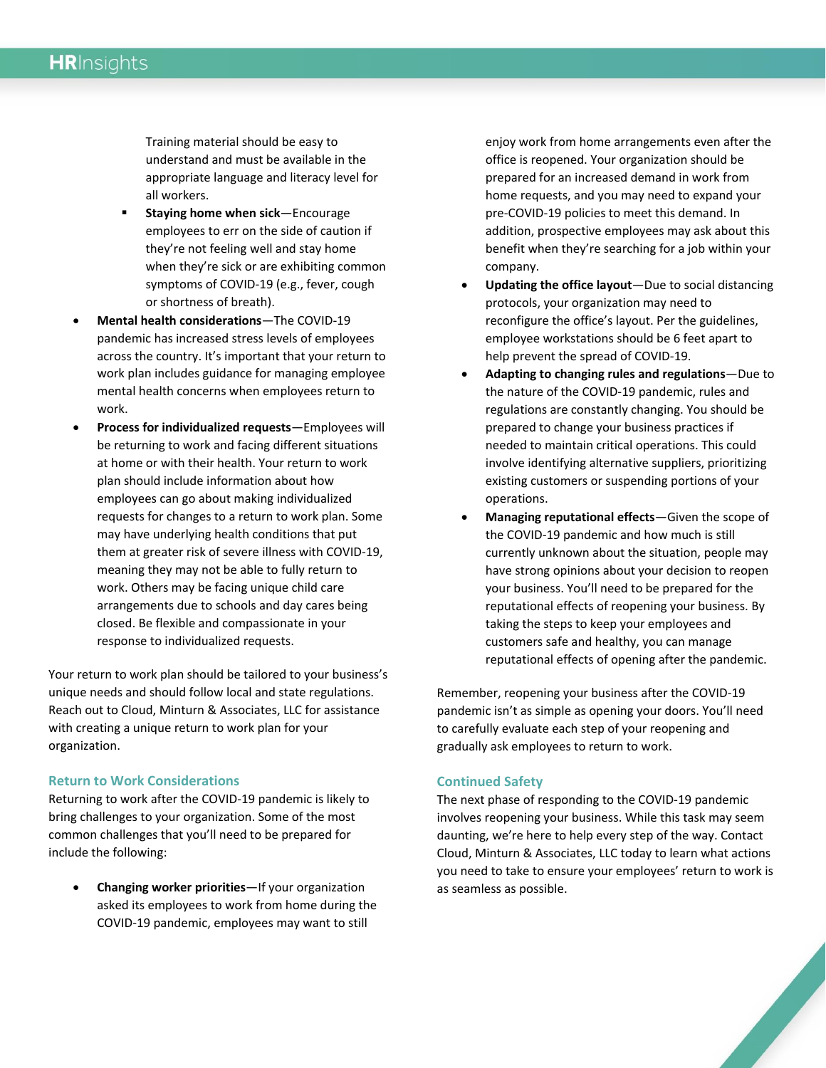Training material should be easy to understand and must be available in the appropriate language and literacy level for all workers.

- **Staying home when sick**—Encourage employees to err on the side of caution if they're not feeling well and stay home when they're sick or are exhibiting common symptoms of COVID-19 (e.g., fever, cough or shortness of breath).

- **Mental health considerations**—The COVID-19 pandemic has increased stress levels of employees across the country. It's important that your return to work plan includes guidance for managing employee mental health concerns when employees return to work.
- **Process for individualized requests**—Employees will be returning to work and facing different situations at home or with their health. Your return to work plan should include information about how employees can go about making individualized requests for changes to a return to work plan. Some may have underlying health conditions that put them at greater risk of severe illness with COVID-19, meaning they may not be able to fully return to work. Others may be facing unique child care arrangements due to schools and day cares being closed. Be flexible and compassionate in your response to individualized requests.

Your return to work plan should be tailored to your business's unique needs and should follow local and state regulations. Reach out to Cloud, Minturn & Associates, LLC for assistance with creating a unique return to work plan for your organization.

## Return to Work Considerations

Returning to work after the COVID-19 pandemic is likely to bring challenges to your organization. Some of the most common challenges that you'll need to be prepared for include the following:

- **Changing worker priorities**—If your organization asked its employees to work from home during the COVID-19 pandemic, employees may want to still enjoy work from home arrangements even after the office is reopened. Your organization should be prepared for an increased demand in work from home requests, and you may need to expand your pre-COVID-19 policies to meet this demand. In addition, prospective employees may ask about this benefit when they're searching for a job within your company.
- **Updating the office layout**—Due to social distancing protocols, your organization may need to reconfigure the office's layout. Per the guidelines, employee workstations should be 6 feet apart to help prevent the spread of COVID-19.
- **Adapting to changing rules and regulations**—Due to the nature of the COVID-19 pandemic, rules and regulations are constantly changing. You should be prepared to change your business practices if needed to maintain critical operations. This could involve identifying alternative suppliers, prioritizing existing customers or suspending portions of your operations.
- **Managing reputational effects**—Given the scope of the COVID-19 pandemic and how much is still currently unknown about the situation, people may have strong opinions about your decision to reopen your business. You'll need to be prepared for the reputational effects of reopening your business. By taking the steps to keep your employees and customers safe and healthy, you can manage reputational effects of opening after the pandemic.

Remember, reopening your business after the COVID-19 pandemic isn't as simple as opening your doors. You'll need to carefully evaluate each step of your reopening and gradually ask employees to return to work.

## Continued Safety

The next phase of responding to the COVID-19 pandemic involves reopening your business. While this task may seem daunting, we're here to help every step of the way. Contact Cloud, Minturn & Associates, LLC today to learn what actions you need to take to ensure your employees' return to work is as seamless as possible.